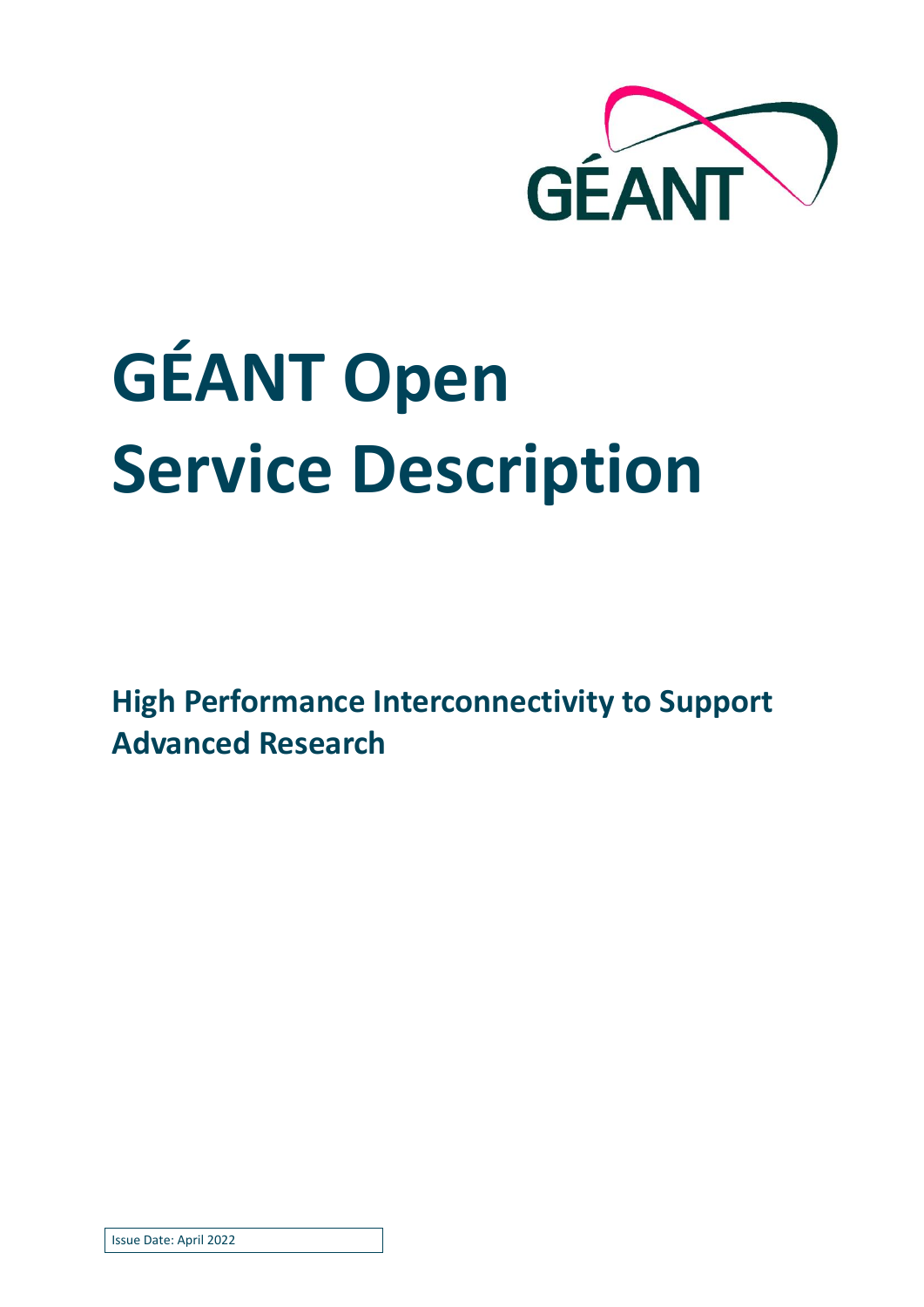# GÉANT Open Service Description

## High Performance Interconnectivity to Support Advanced Research

Issue Date: April 2022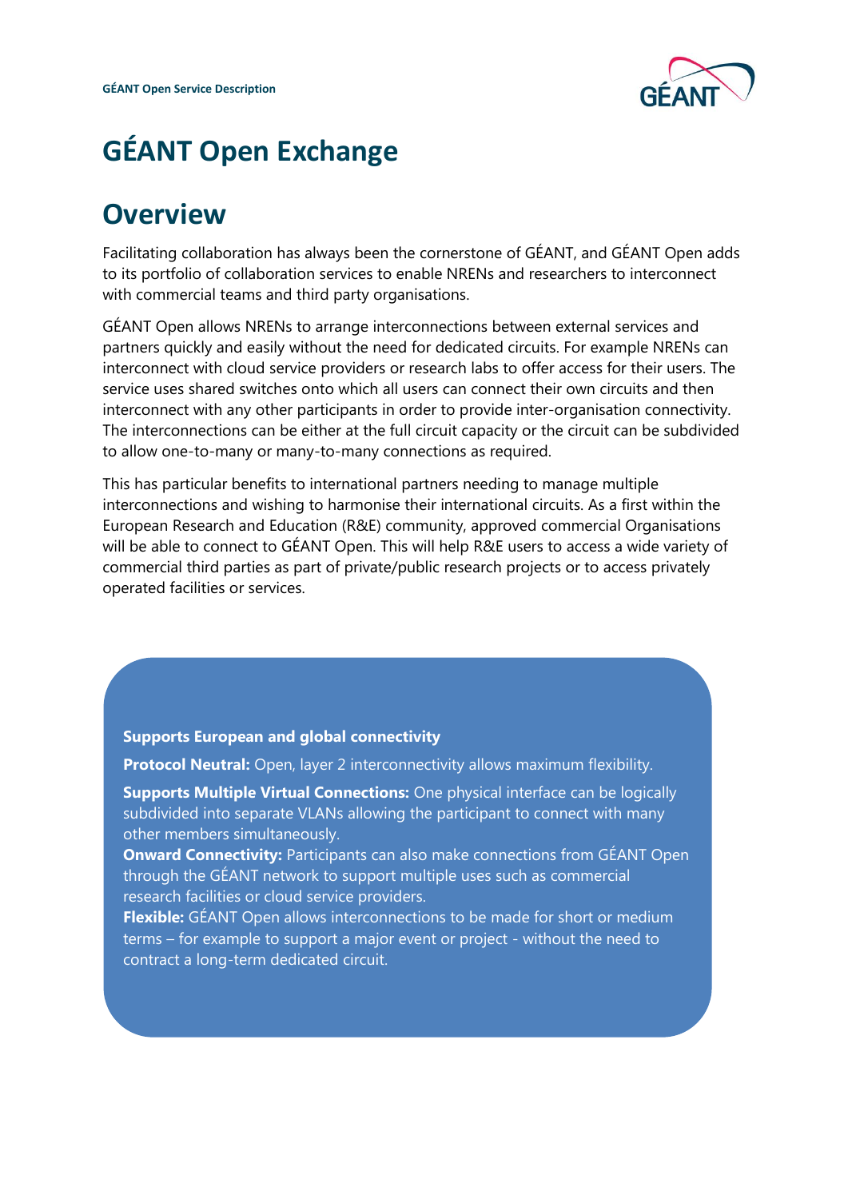# GÉANT Open Exchange

## Overview

Facilitating collaboration has always been the cornerstone of GÉANT, and GÉANT Open adds to its portfolio of collaboration services to enable NRENs and researchers to interconnect with commercial teams and third party organisations.

GÉANT Open allows NRENs to arrange interconnections between external services and partners quickly and easily without the need for dedicated circuits. For example NRENs can interconnect with cloud service providers or research labs to offer access for their users. The service uses shared switches onto which all users can connect their own circuits and then interconnect with any other participants in order to provide inter-organisation connectivity. The interconnections can be either at the full circuit capacity or the circuit can be subdivided to allow one-to-many or many-to-many connections as required.

This has particular benefits to international partners needing to manage multiple interconnections and wishing to harmonise their international circuits. As a first within the European Research and Education (R&E) community, approved commercial Organisations will be able to connect to GÉANT Open. This will help R&E users to access a wide variety of commercial third parties as part of private/public research projects or to access privately operated facilities or services.

**Supports European and global connectivity**

**Protocol Neutral:** Open, layer 2 interconnectivity allows maximum flexibility.

**Supports Multiple Virtual Connections:** One physical interface can be logically subdivided into separate VLANs allowing the participant to connect with many other members simultaneously.

**Onward Connectivity:** Participants can also make connections from GÉANT Open through the GÉANT network to support multiple uses such as commercial research facilities or cloud service providers.

**Flexible:** GÉANT Open allows interconnections to be made for short or medium terms – for example to support a major event or project - without the need to contract a long-term dedicated circuit.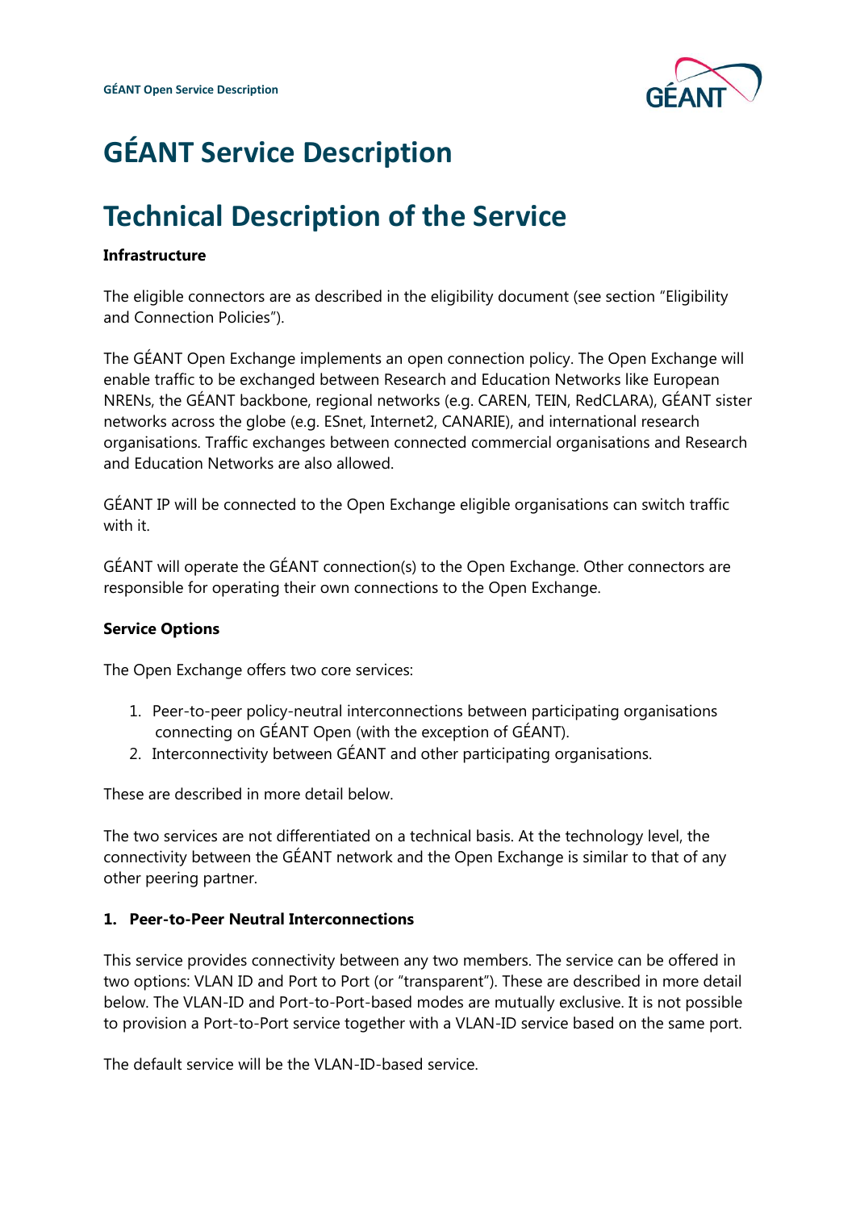// GÉANT Service Description

## Technical Description of the Service

**Infrastructure**

The eligible connectors are as described in the eligibility document (see section "Eligibility and Connection Policies").

The GÉANT Open Exchange implements an open connection policy. The Open Exchange will enable traffic to be exchanged between Research and Education Networks like European NRENs, the GÉANT backbone, regional networks (e.g. CAREN, TEIN, RedCLARA), GÉANT sister networks across the globe (e.g. ESnet, Internet2, CANARIE), and international research organisations. Traffic exchanges between connected commercial organisations and Research and Education Networks are also allowed.

GÉANT IP will be connected to the Open Exchange eligible organisations can switch traffic with it.

GÉANT will operate the GÉANT connection(s) to the Open Exchange. Other connectors are responsible for operating their own connections to the Open Exchange.

**Service Options**

The Open Exchange offers two core services:

1. Peer-to-peer policy-neutral interconnections between participating organisations connecting on GÉANT Open (with the exception of GÉANT).
2. Interconnectivity between GÉANT and other participating organisations.

These are described in more detail below.

The two services are not differentiated on a technical basis. At the technology level, the connectivity between the GÉANT network and the Open Exchange is similar to that of any other peering partner.

**1. Peer-to-Peer Neutral Interconnections**

This service provides connectivity between any two members. The service can be offered in two options: VLAN ID and Port to Port (or "transparent"). These are described in more detail below. The VLAN-ID and Port-to-Port-based modes are mutually exclusive. It is not possible to provision a Port-to-Port service together with a VLAN-ID service based on the same port.

The default service will be the VLAN-ID-based service.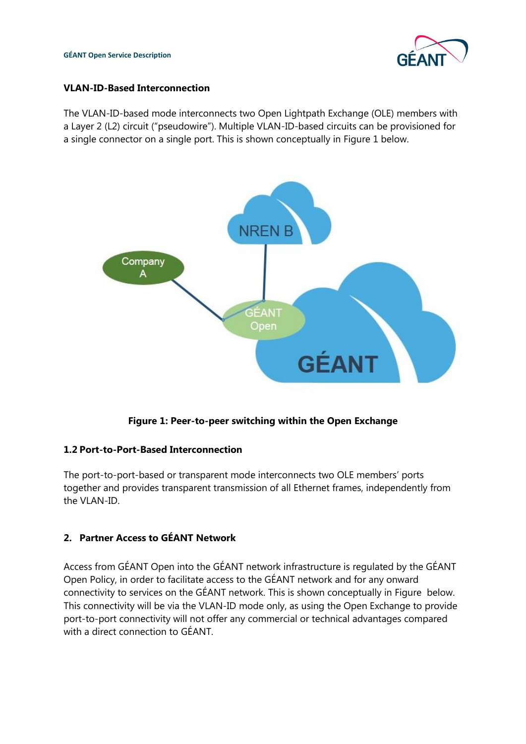### VLAN-ID-Based Interconnection

The VLAN-ID-based mode interconnects two Open Lightpath Exchange (OLE) members with a Layer 2 (L2) circuit ("pseudowire"). Multiple VLAN-ID-based circuits can be provisioned for a single connector on a single port. This is shown conceptually in Figure 1 below.

**Figure 1: Peer-to-peer switching within the Open Exchange**

### 1.2 Port-to-Port-Based Interconnection

The port-to-port-based or transparent mode interconnects two OLE members' ports together and provides transparent transmission of all Ethernet frames, independently from the VLAN-ID.

## 2. Partner Access to GÉANT Network

Access from GÉANT Open into the GÉANT network infrastructure is regulated by the GÉANT Open Policy, in order to facilitate access to the GÉANT network and for any onward connectivity to services on the GÉANT network. This is shown conceptually in Figure  below. This connectivity will be via the VLAN-ID mode only, as using the Open Exchange to provide port-to-port connectivity will not offer any commercial or technical advantages compared with a direct connection to GÉANT.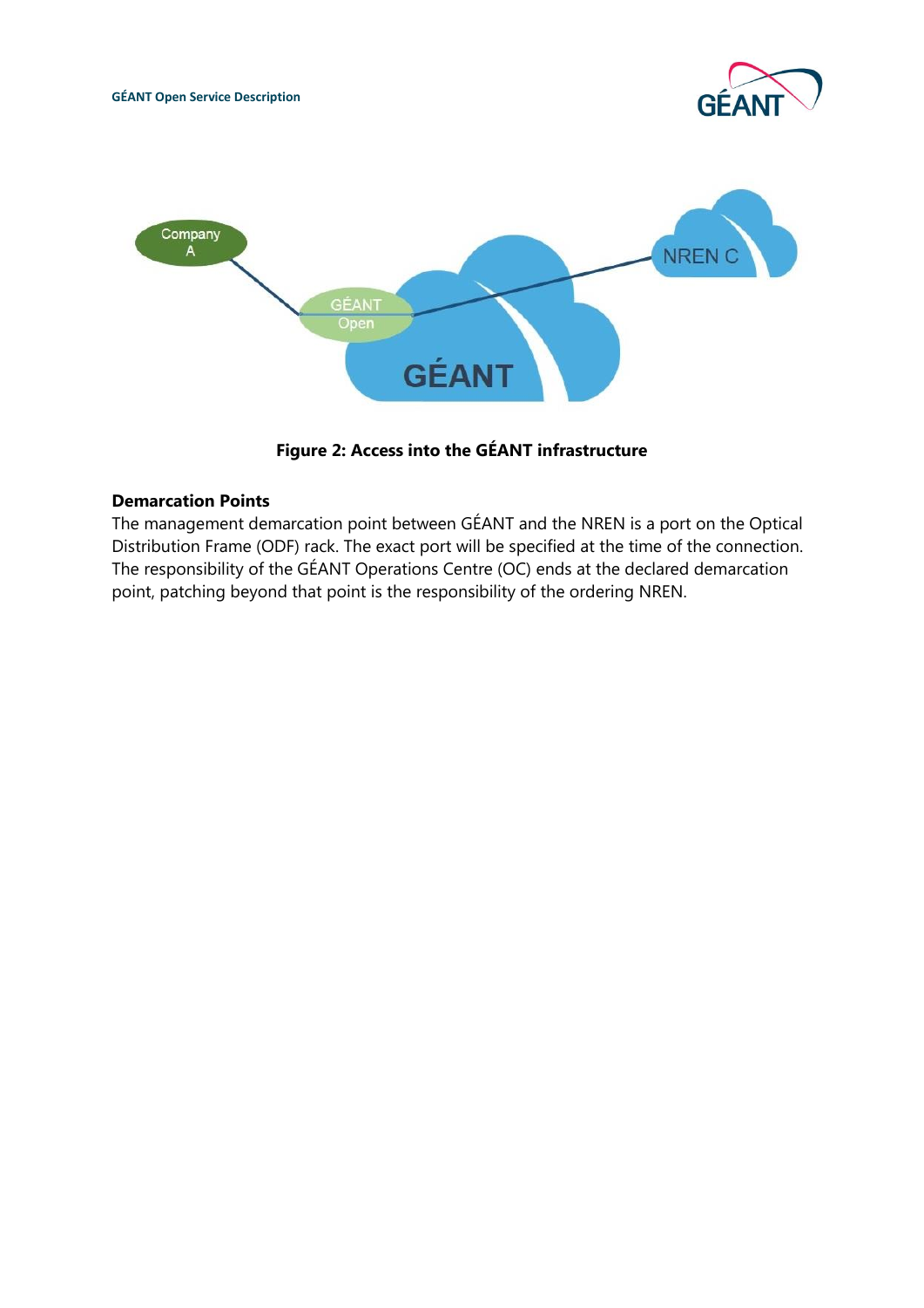Figure 2: Access into the GÉANT infrastructure

**Demarcation Points**

The management demarcation point between GÉANT and the NREN is a port on the Optical Distribution Frame (ODF) rack. The exact port will be specified at the time of the connection. The responsibility of the GÉANT Operations Centre (OC) ends at the declared demarcation point, patching beyond that point is the responsibility of the ordering NREN.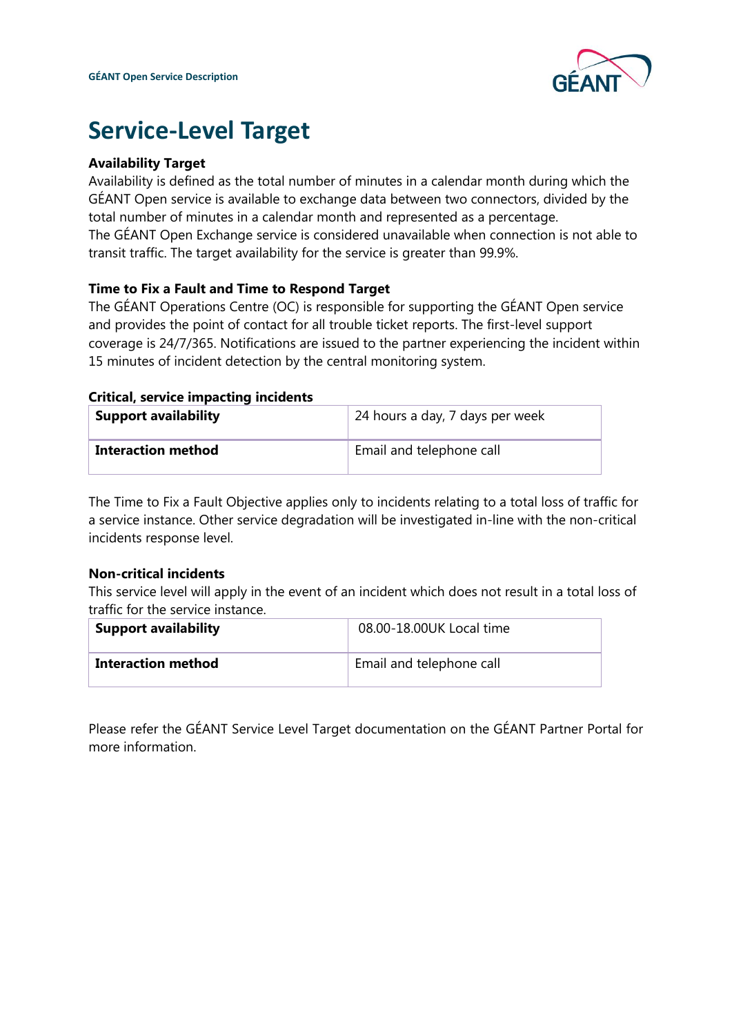# Service-Level Target

**Availability Target**

Availability is defined as the total number of minutes in a calendar month during which the GÉANT Open service is available to exchange data between two connectors, divided by the total number of minutes in a calendar month and represented as a percentage.
The GÉANT Open Exchange service is considered unavailable when connection is not able to transit traffic. The target availability for the service is greater than 99.9%.

**Time to Fix a Fault and Time to Respond Target**

The GÉANT Operations Centre (OC) is responsible for supporting the GÉANT Open service and provides the point of contact for all trouble ticket reports. The first-level support coverage is 24/7/365. Notifications are issued to the partner experiencing the incident within 15 minutes of incident detection by the central monitoring system.

**Critical, service impacting incidents**

| | |
|---|---|
| **Support availability** | 24 hours a day, 7 days per week |
| **Interaction method** | Email and telephone call |

The Time to Fix a Fault Objective applies only to incidents relating to a total loss of traffic for a service instance. Other service degradation will be investigated in-line with the non-critical incidents response level.

**Non-critical incidents**

This service level will apply in the event of an incident which does not result in a total loss of traffic for the service instance.

| | |
|---|---|
| **Support availability** | 08.00-18.00UK Local time |
| **Interaction method** | Email and telephone call |

Please refer the GÉANT Service Level Target documentation on the GÉANT Partner Portal for more information.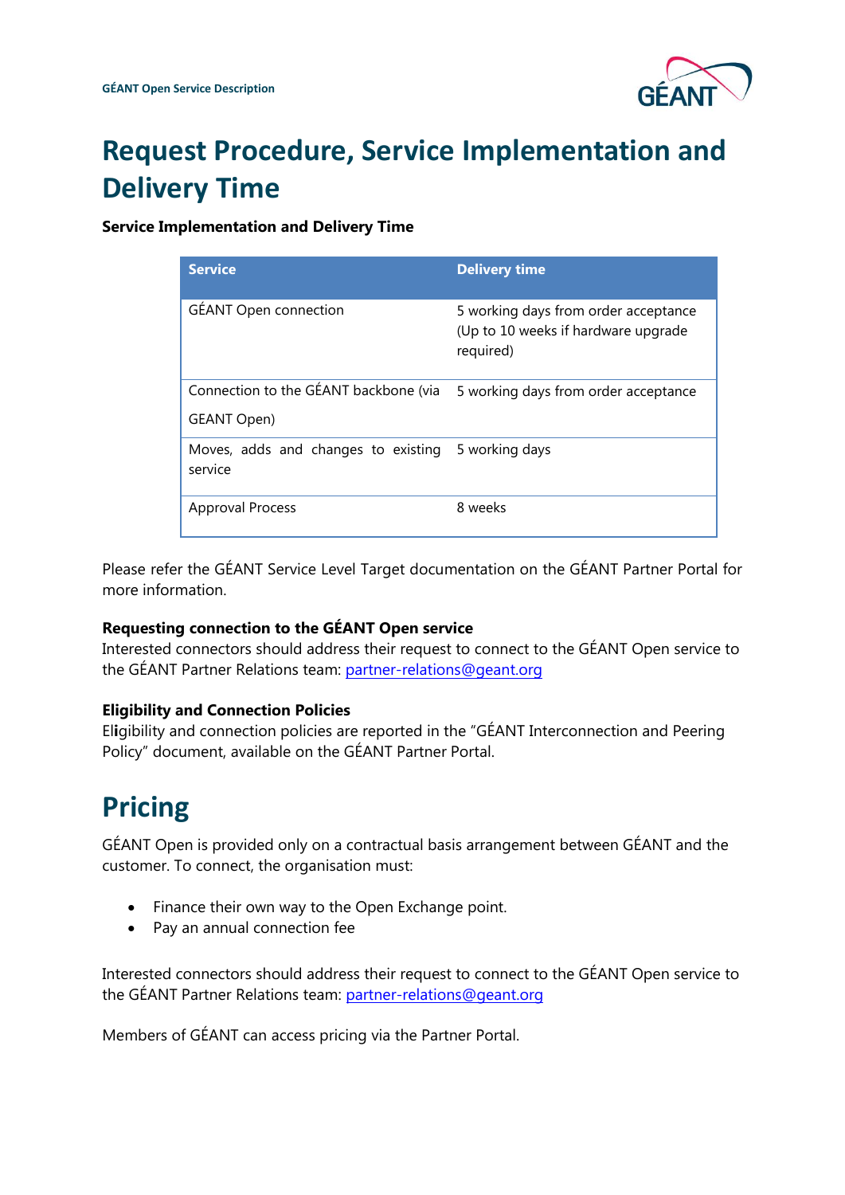# Request Procedure, Service Implementation and Delivery Time

**Service Implementation and Delivery Time**

| Service | Delivery time |
| --- | --- |
| GÉANT Open connection | 5 working days from order acceptance (Up to 10 weeks if hardware upgrade required) |
| Connection to the GÉANT backbone (via GEANT Open) | 5 working days from order acceptance |
| Moves, adds and changes to existing service | 5 working days |
| Approval Process | 8 weeks |

Please refer the GÉANT Service Level Target documentation on the GÉANT Partner Portal for more information.

**Requesting connection to the GÉANT Open service**

Interested connectors should address their request to connect to the GÉANT Open service to the GÉANT Partner Relations team: partner-relations@geant.org

**Eligibility and Connection Policies**

Eligibility and connection policies are reported in the "GÉANT Interconnection and Peering Policy" document, available on the GÉANT Partner Portal.

# Pricing

GÉANT Open is provided only on a contractual basis arrangement between GÉANT and the customer. To connect, the organisation must:

- Finance their own way to the Open Exchange point.
- Pay an annual connection fee

Interested connectors should address their request to connect to the GÉANT Open service to the GÉANT Partner Relations team: partner-relations@geant.org

Members of GÉANT can access pricing via the Partner Portal.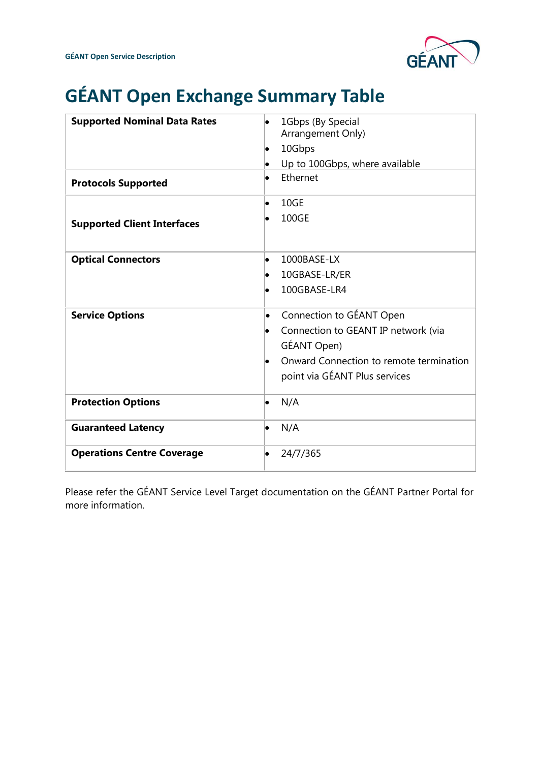# GÉANT Open Exchange Summary Table

| | |
|---|---|
| **Supported Nominal Data Rates** | • 1Gbps (By Special Arrangement Only)<br>• 10Gbps<br>• Up to 100Gbps, where available |
| **Protocols Supported** | • Ethernet |
| **Supported Client Interfaces** | • 10GE<br>• 100GE |
| **Optical Connectors** | • 1000BASE-LX<br>• 10GBASE-LR/ER<br>• 100GBASE-LR4 |
| **Service Options** | • Connection to GÉANT Open<br>• Connection to GEANT IP network (via GÉANT Open)<br>• Onward Connection to remote termination point via GÉANT Plus services |
| **Protection Options** | • N/A |
| **Guaranteed Latency** | • N/A |
| **Operations Centre Coverage** | • 24/7/365 |

Please refer the GÉANT Service Level Target documentation on the GÉANT Partner Portal for more information.